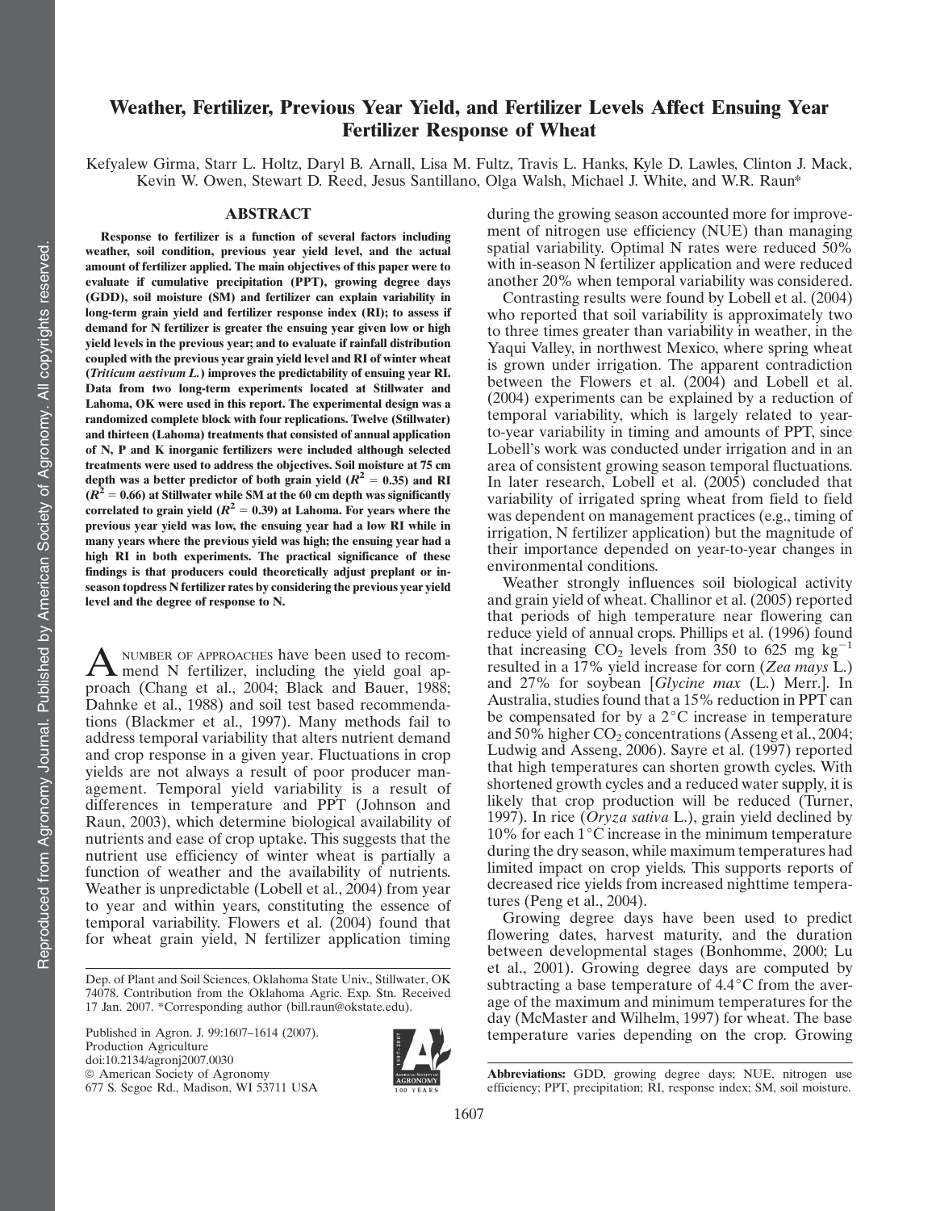# Weather, Fertilizer, Previous Year Yield, and Fertilizer Levels Affect Ensuing Year Fertilizer Response of Wheat

Kefyalew Girma, Starr L. Holtz, Daryl B. Arnall, Lisa M. Fultz, Travis L. Hanks, Kyle D. Lawles, Clinton J. Mack, Kevin W. Owen, Stewart D. Reed, Jesus Santillano, Olga Walsh, Michael J. White, and W.R. Raun*

## ABSTRACT

**Response to fertilizer is a function of several factors including weather, soil condition, previous year yield level, and the actual amount of fertilizer applied. The main objectives of this paper were to evaluate if cumulative precipitation (PPT), growing degree days (GDD), soil moisture (SM) and fertilizer can explain variability in long-term grain yield and fertilizer response index (RI); to assess if demand for N fertilizer is greater the ensuing year given low or high yield levels in the previous year; and to evaluate if rainfall distribution coupled with the previous year grain yield level and RI of winter wheat (*Triticum aestivum L.*) improves the predictability of ensuing year RI. Data from two long-term experiments located at Stillwater and Lahoma, OK were used in this report. The experimental design was a randomized complete block with four replications. Twelve (Stillwater) and thirteen (Lahoma) treatments that consisted of annual application of N, P and K inorganic fertilizers were included although selected treatments were used to address the objectives. Soil moisture at 75 cm depth was a better predictor of both grain yield ($R^2 = 0.35$) and RI ($R^2 = 0.66$) at Stillwater while SM at the 60 cm depth was significantly correlated to grain yield ($R^2 = 0.39$) at Lahoma. For years where the previous year yield was low, the ensuing year had a low RI while in many years where the previous yield was high; the ensuing year had a high RI in both experiments. The practical significance of these findings is that producers could theoretically adjust preplant or in-season topdress N fertilizer rates by considering the previous year yield level and the degree of response to N.**

A number of approaches have been used to recommend N fertilizer, including the yield goal approach (Chang et al., 2004; Black and Bauer, 1988; Dahnke et al., 1988) and soil test based recommendations (Blackmer et al., 1997). Many methods fail to address temporal variability that alters nutrient demand and crop response in a given year. Fluctuations in crop yields are not always a result of poor producer management. Temporal yield variability is a result of differences in temperature and PPT (Johnson and Raun, 2003), which determine biological availability of nutrients and ease of crop uptake. This suggests that the nutrient use efficiency of winter wheat is partially a function of weather and the availability of nutrients. Weather is unpredictable (Lobell et al., 2004) from year to year and within years, constituting the essence of temporal variability. Flowers et al. (2004) found that for wheat grain yield, N fertilizer application timing during the growing season accounted more for improvement of nitrogen use efficiency (NUE) than managing spatial variability. Optimal N rates were reduced 50% with in-season N fertilizer application and were reduced another 20% when temporal variability was considered.

Contrasting results were found by Lobell et al. (2004) who reported that soil variability is approximately two to three times greater than variability in weather, in the Yaqui Valley, in northwest Mexico, where spring wheat is grown under irrigation. The apparent contradiction between the Flowers et al. (2004) and Lobell et al. (2004) experiments can be explained by a reduction of temporal variability, which is largely related to year-to-year variability in timing and amounts of PPT, since Lobell's work was conducted under irrigation and in an area of consistent growing season temporal fluctuations. In later research, Lobell et al. (2005) concluded that variability of irrigated spring wheat from field to field was dependent on management practices (e.g., timing of irrigation, N fertilizer application) but the magnitude of their importance depended on year-to-year changes in environmental conditions.

Weather strongly influences soil biological activity and grain yield of wheat. Challinor et al. (2005) reported that periods of high temperature near flowering can reduce yield of annual crops. Phillips et al. (1996) found that increasing $CO_2$ levels from 350 to 625 mg kg$^{-1}$ resulted in a 17% yield increase for corn (*Zea mays* L.) and 27% for soybean [*Glycine max* (L.) Merr.]. In Australia, studies found that a 15% reduction in PPT can be compensated for by a 2°C increase in temperature and 50% higher $CO_2$ concentrations (Asseng et al., 2004; Ludwig and Asseng, 2006). Sayre et al. (1997) reported that high temperatures can shorten growth cycles. With shortened growth cycles and a reduced water supply, it is likely that crop production will be reduced (Turner, 1997). In rice (*Oryza sativa* L.), grain yield declined by 10% for each 1°C increase in the minimum temperature during the dry season, while maximum temperatures had limited impact on crop yields. This supports reports of decreased rice yields from increased nighttime temperatures (Peng et al., 2004).

Growing degree days have been used to predict flowering dates, harvest maturity, and the duration between developmental stages (Bonhomme, 2000; Lu et al., 2001). Growing degree days are computed by subtracting a base temperature of 4.4°C from the average of the maximum and minimum temperatures for the day (McMaster and Wilhelm, 1997) for wheat. The base temperature varies depending on the crop. Growing

Dep. of Plant and Soil Sciences, Oklahoma State Univ., Stillwater, OK 74078. Contribution from the Oklahoma Agric. Exp. Stn. Received 17 Jan. 2007. *Corresponding author (bill.raun@okstate.edu).

Published in Agron. J. 99:1607–1614 (2007).
Production Agriculture
doi:10.2134/agronj2007.0030
© American Society of Agronomy
677 S. Segoe Rd., Madison, WI 53711 USA

**Abbreviations:** GDD, growing degree days; NUE, nitrogen use efficiency; PPT, precipitation; RI, response index; SM, soil moisture.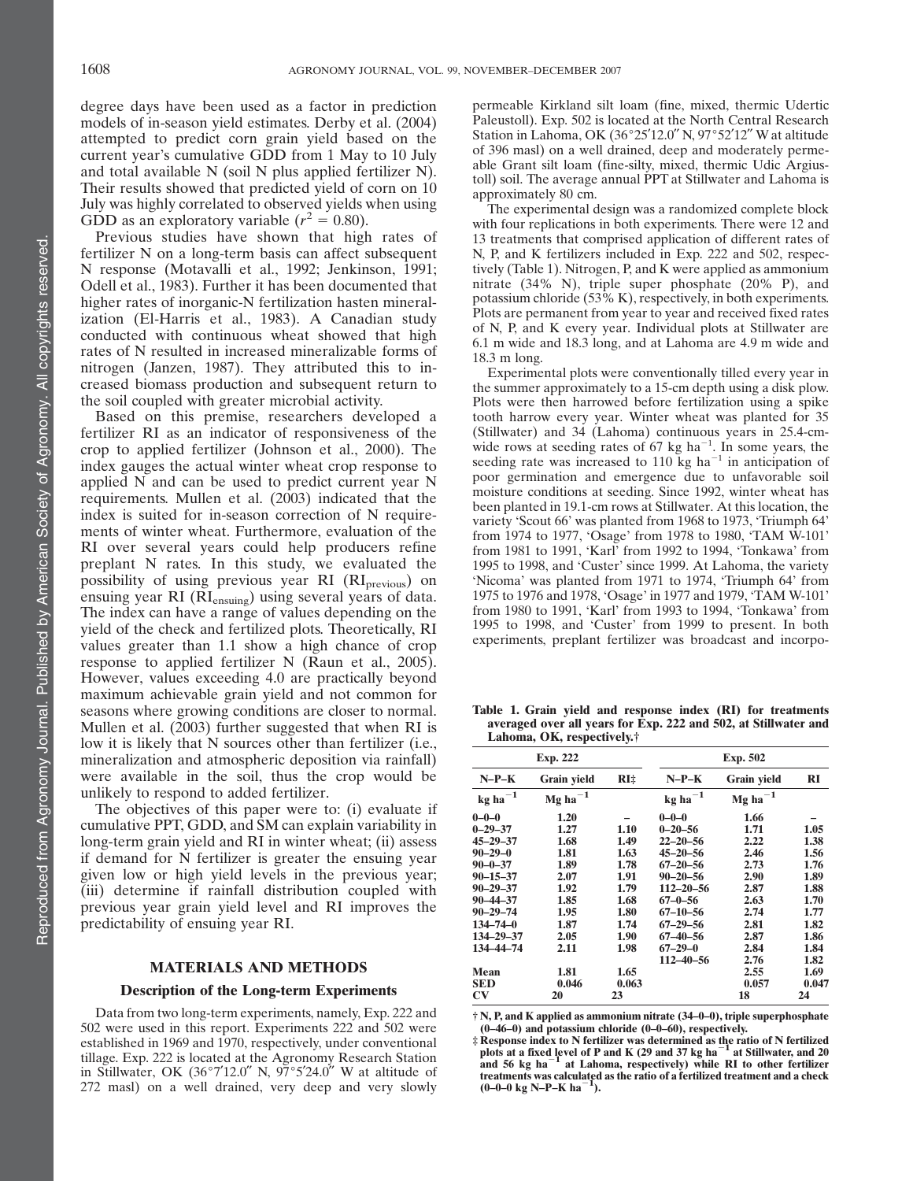degree days have been used as a factor in prediction models of in-season yield estimates. Derby et al. (2004) attempted to predict corn grain yield based on the current year's cumulative GDD from 1 May to 10 July and total available N (soil N plus applied fertilizer N). Their results showed that predicted yield of corn on 10 July was highly correlated to observed yields when using GDD as an exploratory variable ($r^2 = 0.80$).

Previous studies have shown that high rates of fertilizer N on a long-term basis can affect subsequent N response (Motavalli et al., 1992; Jenkinson, 1991; Odell et al., 1983). Further it has been documented that higher rates of inorganic-N fertilization hasten mineralization (El-Harris et al., 1983). A Canadian study conducted with continuous wheat showed that high rates of N resulted in increased mineralizable forms of nitrogen (Janzen, 1987). They attributed this to increased biomass production and subsequent return to the soil coupled with greater microbial activity.

Based on this premise, researchers developed a fertilizer RI as an indicator of responsiveness of the crop to applied fertilizer (Johnson et al., 2000). The index gauges the actual winter wheat crop response to applied N and can be used to predict current year N requirements. Mullen et al. (2003) indicated that the index is suited for in-season correction of N requirements of winter wheat. Furthermore, evaluation of the RI over several years could help producers refine preplant N rates. In this study, we evaluated the possibility of using previous year RI ($RI_{previous}$) on ensuing year RI ($RI_{ensuing}$) using several years of data. The index can have a range of values depending on the yield of the check and fertilized plots. Theoretically, RI values greater than 1.1 show a high chance of crop response to applied fertilizer N (Raun et al., 2005). However, values exceeding 4.0 are practically beyond maximum achievable grain yield and not common for seasons where growing conditions are closer to normal. Mullen et al. (2003) further suggested that when RI is low it is likely that N sources other than fertilizer (i.e., mineralization and atmospheric deposition via rainfall) were available in the soil, thus the crop would be unlikely to respond to added fertilizer.

The objectives of this paper were to: (i) evaluate if cumulative PPT, GDD, and SM can explain variability in long-term grain yield and RI in winter wheat; (ii) assess if demand for N fertilizer is greater the ensuing year given low or high yield levels in the previous year; (iii) determine if rainfall distribution coupled with previous year grain yield level and RI improves the predictability of ensuing year RI.

## MATERIALS AND METHODS

### Description of the Long-term Experiments

Data from two long-term experiments, namely, Exp. 222 and 502 were used in this report. Experiments 222 and 502 were established in 1969 and 1970, respectively, under conventional tillage. Exp. 222 is located at the Agronomy Research Station in Stillwater, OK (36°7′12.0″ N, 97°5′24.0″ W at altitude of 272 masl) on a well drained, very deep and very slowly permeable Kirkland silt loam (fine, mixed, thermic Udertic Paleustoll). Exp. 502 is located at the North Central Research Station in Lahoma, OK (36°25′12.0″ N, 97°52′12″ W at altitude of 396 masl) on a well drained, deep and moderately permeable Grant silt loam (fine-silty, mixed, thermic Udic Argiustoll) soil. The average annual PPT at Stillwater and Lahoma is approximately 80 cm.

The experimental design was a randomized complete block with four replications in both experiments. There were 12 and 13 treatments that comprised application of different rates of N, P, and K fertilizers included in Exp. 222 and 502, respectively (Table 1). Nitrogen, P, and K were applied as ammonium nitrate (34% N), triple super phosphate (20% P), and potassium chloride (53% K), respectively, in both experiments. Plots are permanent from year to year and received fixed rates of N, P, and K every year. Individual plots at Stillwater are 6.1 m wide and 18.3 long, and at Lahoma are 4.9 m wide and 18.3 m long.

Experimental plots were conventionally tilled every year in the summer approximately to a 15-cm depth using a disk plow. Plots were then harrowed before fertilization using a spike tooth harrow every year. Winter wheat was planted for 35 (Stillwater) and 34 (Lahoma) continuous years in 25.4-cm-wide rows at seeding rates of 67 kg ha$^{-1}$. In some years, the seeding rate was increased to 110 kg ha$^{-1}$ in anticipation of poor germination and emergence due to unfavorable soil moisture conditions at seeding. Since 1992, winter wheat has been planted in 19.1-cm rows at Stillwater. At this location, the variety 'Scout 66' was planted from 1968 to 1973, 'Triumph 64' from 1974 to 1977, 'Osage' from 1978 to 1980, 'TAM W-101' from 1981 to 1991, 'Karl' from 1992 to 1994, 'Tonkawa' from 1995 to 1998, and 'Custer' since 1999. At Lahoma, the variety 'Nicoma' was planted from 1971 to 1974, 'Triumph 64' from 1975 to 1976 and 1978, 'Osage' in 1977 and 1979, 'TAM W-101' from 1980 to 1991, 'Karl' from 1993 to 1994, 'Tonkawa' from 1995 to 1998, and 'Custer' from 1999 to present. In both experiments, preplant fertilizer was broadcast and incorpo-

**Table 1. Grain yield and response index (RI) for treatments averaged over all years for Exp. 222 and 502, at Stillwater and Lahoma, OK, respectively.†**

| Exp. 222 | | | Exp. 502 | | |
|---|---|---|---|---|---|
| N–P–K | Grain yield | RI‡ | N–P–K | Grain yield | RI |
| kg ha$^{-1}$ | Mg ha$^{-1}$ | | kg ha$^{-1}$ | Mg ha$^{-1}$ | |
| 0–0–0 | 1.20 | – | 0–0–0 | 1.66 | – |
| 0–29–37 | 1.27 | 1.10 | 0–20–56 | 1.71 | 1.05 |
| 45–29–37 | 1.68 | 1.49 | 22–20–56 | 2.22 | 1.38 |
| 90–29–0 | 1.81 | 1.63 | 45–20–56 | 2.46 | 1.56 |
| 90–0–37 | 1.89 | 1.78 | 67–20–56 | 2.73 | 1.76 |
| 90–15–37 | 2.07 | 1.91 | 90–20–56 | 2.90 | 1.89 |
| 90–29–37 | 1.92 | 1.79 | 112–20–56 | 2.87 | 1.88 |
| 90–44–37 | 1.85 | 1.68 | 67–0–56 | 2.63 | 1.70 |
| 90–29–74 | 1.95 | 1.80 | 67–10–56 | 2.74 | 1.77 |
| 134–74–0 | 1.87 | 1.74 | 67–29–56 | 2.81 | 1.82 |
| 134–29–37 | 2.05 | 1.90 | 67–40–56 | 2.87 | 1.86 |
| 134–44–74 | 2.11 | 1.98 | 67–29–0 | 2.84 | 1.84 |
| | | | 112–40–56 | 2.76 | 1.82 |
| Mean | 1.81 | 1.65 | | 2.55 | 1.69 |
| SED | 0.046 | 0.063 | | 0.057 | 0.047 |
| CV | 20 | 23 | | 18 | 24 |

† N, P, and K applied as ammonium nitrate (34–0–0), triple superphosphate (0–46–0) and potassium chloride (0–0–60), respectively.

‡ Response index to N fertilizer was determined as the ratio of N fertilized plots at a fixed level of P and K (29 and 37 kg ha$^{-1}$ at Stillwater, and 20 and 56 kg ha$^{-1}$ at Lahoma, respectively) while RI to other fertilizer treatments was calculated as the ratio of a fertilized treatment and a check (0–0–0 kg N–P–K ha$^{-1}$).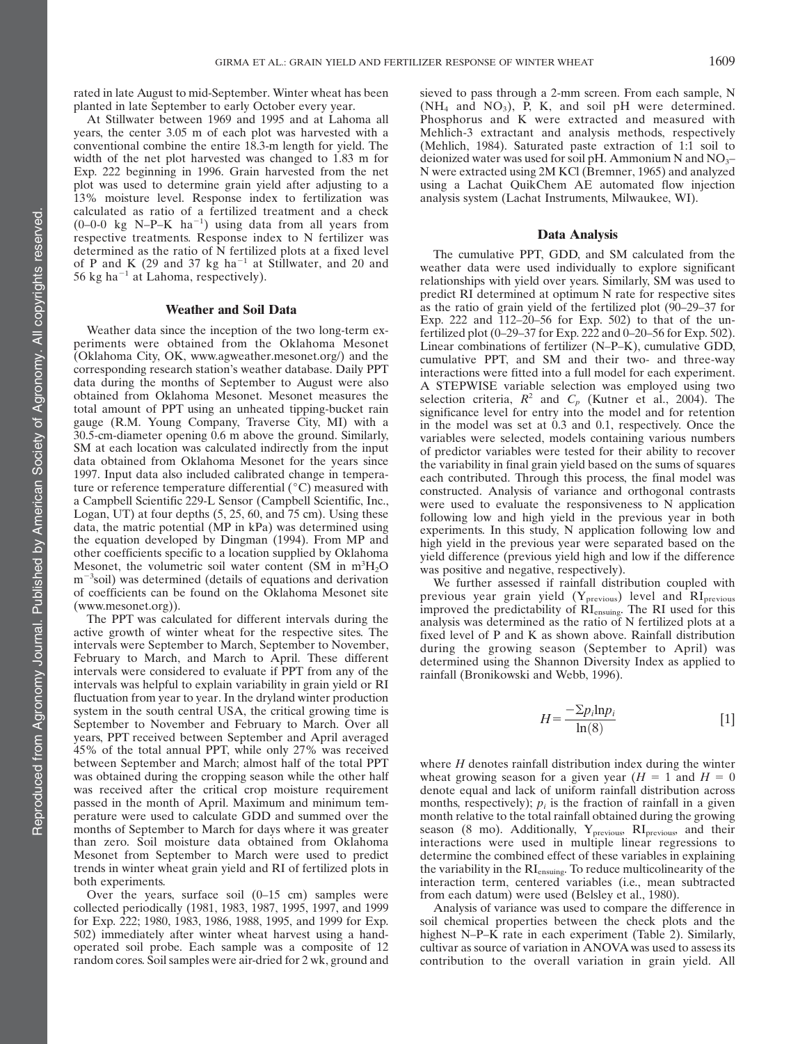rated in late August to mid-September. Winter wheat has been planted in late September to early October every year.

At Stillwater between 1969 and 1995 and at Lahoma all years, the center 3.05 m of each plot was harvested with a conventional combine the entire 18.3-m length for yield. The width of the net plot harvested was changed to 1.83 m for Exp. 222 beginning in 1996. Grain harvested from the net plot was used to determine grain yield after adjusting to a 13% moisture level. Response index to fertilization was calculated as ratio of a fertilized treatment and a check (0–0-0 kg N–P–K ha$^{-1}$) using data from all years from respective treatments. Response index to N fertilizer was determined as the ratio of N fertilized plots at a fixed level of P and K (29 and 37 kg ha$^{-1}$ at Stillwater, and 20 and 56 kg ha$^{-1}$ at Lahoma, respectively).

## Weather and Soil Data

Weather data since the inception of the two long-term experiments were obtained from the Oklahoma Mesonet (Oklahoma City, OK, www.agweather.mesonet.org/) and the corresponding research station's weather database. Daily PPT data during the months of September to August were also obtained from Oklahoma Mesonet. Mesonet measures the total amount of PPT using an unheated tipping-bucket rain gauge (R.M. Young Company, Traverse City, MI) with a 30.5-cm-diameter opening 0.6 m above the ground. Similarly, SM at each location was calculated indirectly from the input data obtained from Oklahoma Mesonet for the years since 1997. Input data also included calibrated change in temperature or reference temperature differential (°C) measured with a Campbell Scientific 229-L Sensor (Campbell Scientific, Inc., Logan, UT) at four depths (5, 25, 60, and 75 cm). Using these data, the matric potential (MP in kPa) was determined using the equation developed by Dingman (1994). From MP and other coefficients specific to a location supplied by Oklahoma Mesonet, the volumetric soil water content (SM in m$^3$H$_2$O m$^{-3}$soil) was determined (details of equations and derivation of coefficients can be found on the Oklahoma Mesonet site (www.mesonet.org)).

The PPT was calculated for different intervals during the active growth of winter wheat for the respective sites. The intervals were September to March, September to November, February to March, and March to April. These different intervals were considered to evaluate if PPT from any of the intervals was helpful to explain variability in grain yield or RI fluctuation from year to year. In the dryland winter production system in the south central USA, the critical growing time is September to November and February to March. Over all years, PPT received between September and April averaged 45% of the total annual PPT, while only 27% was received between September and March; almost half of the total PPT was obtained during the cropping season while the other half was received after the critical crop moisture requirement passed in the month of April. Maximum and minimum temperature were used to calculate GDD and summed over the months of September to March for days where it was greater than zero. Soil moisture data obtained from Oklahoma Mesonet from September to March were used to predict trends in winter wheat grain yield and RI of fertilized plots in both experiments.

Over the years, surface soil (0–15 cm) samples were collected periodically (1981, 1983, 1987, 1995, 1997, and 1999 for Exp. 222; 1980, 1983, 1986, 1988, 1995, and 1999 for Exp. 502) immediately after winter wheat harvest using a hand-operated soil probe. Each sample was a composite of 12 random cores. Soil samples were air-dried for 2 wk, ground and sieved to pass through a 2-mm screen. From each sample, N ($NH_4$ and $NO_3$), P, K, and soil pH were determined. Phosphorus and K were extracted and measured with Mehlich-3 extractant and analysis methods, respectively (Mehlich, 1984). Saturated paste extraction of 1:1 soil to deionized water was used for soil pH. Ammonium N and $NO_3$–N were extracted using 2M KCl (Bremner, 1965) and analyzed using a Lachat QuikChem AE automated flow injection analysis system (Lachat Instruments, Milwaukee, WI).

## Data Analysis

The cumulative PPT, GDD, and SM calculated from the weather data were used individually to explore significant relationships with yield over years. Similarly, SM was used to predict RI determined at optimum N rate for respective sites as the ratio of grain yield of the fertilized plot (90–29–37 for Exp. 222 and 112–20–56 for Exp. 502) to that of the unfertilized plot (0–29–37 for Exp. 222 and 0–20–56 for Exp. 502). Linear combinations of fertilizer (N–P–K), cumulative GDD, cumulative PPT, and SM and their two- and three-way interactions were fitted into a full model for each experiment. A STEPWISE variable selection was employed using two selection criteria, $R^2$ and $C_p$ (Kutner et al., 2004). The significance level for entry into the model and for retention in the model was set at 0.3 and 0.1, respectively. Once the variables were selected, models containing various numbers of predictor variables were tested for their ability to recover the variability in final grain yield based on the sums of squares each contributed. Through this process, the final model was constructed. Analysis of variance and orthogonal contrasts were used to evaluate the responsiveness to N application following low and high yield in the previous year in both experiments. In this study, N application following low and high yield in the previous year were separated based on the yield difference (previous yield high and low if the difference was positive and negative, respectively).

We further assessed if rainfall distribution coupled with previous year grain yield ($Y_{previous}$) level and $RI_{previous}$ improved the predictability of $RI_{ensuing}$. The RI used for this analysis was determined as the ratio of N fertilized plots at a fixed level of P and K as shown above. Rainfall distribution during the growing season (September to April) was determined using the Shannon Diversity Index as applied to rainfall (Bronikowski and Webb, 1996).

$$H = \frac{-\Sigma p_i \ln p_i}{\ln(8)} \quad [1]$$

where $H$ denotes rainfall distribution index during the winter wheat growing season for a given year ($H$ = 1 and $H$ = 0 denote equal and lack of uniform rainfall distribution across months, respectively); $p_i$ is the fraction of rainfall in a given month relative to the total rainfall obtained during the growing season (8 mo). Additionally, $Y_{previous}$, $RI_{previous}$, and their interactions were used in multiple linear regressions to determine the combined effect of these variables in explaining the variability in the $RI_{ensuing}$. To reduce multicolinearity of the interaction term, centered variables (i.e., mean subtracted from each datum) were used (Belsley et al., 1980).

Analysis of variance was used to compare the difference in soil chemical properties between the check plots and the highest N–P–K rate in each experiment (Table 2). Similarly, cultivar as source of variation in ANOVA was used to assess its contribution to the overall variation in grain yield. All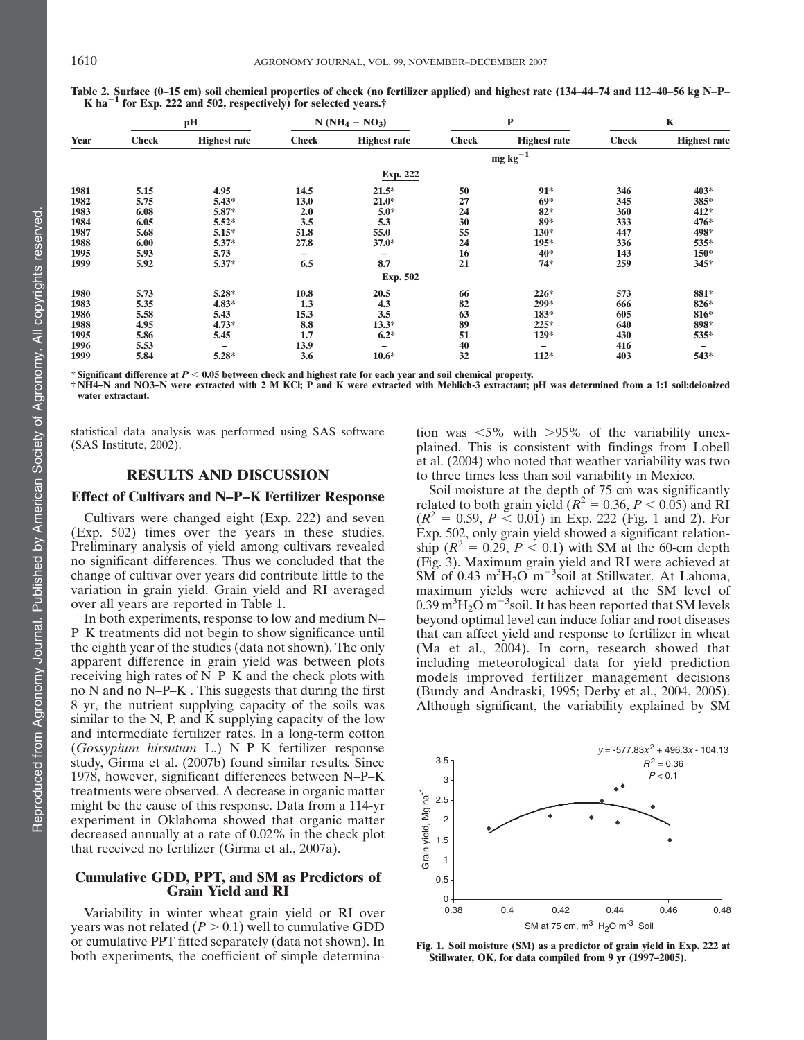**Table 2. Surface (0–15 cm) soil chemical properties of check (no fertilizer applied) and highest rate (134–44–74 and 112–40–56 kg N–P–K ha$^{-1}$ for Exp. 222 and 502, respectively) for selected years.†**

| Year | pH | | N ($NH_4$ + $NO_3$) | | P | | K | |
|---|---|---|---|---|---|---|---|---|
| | Check | Highest rate | Check | Highest rate | Check | Highest rate | Check | Highest rate |
| | | | mg kg$^{-1}$ | | | | | |
| | | | | **Exp. 222** | | | | |
| 1981 | 5.15 | 4.95 | 14.5 | 21.5* | 50 | 91* | 346 | 403* |
| 1982 | 5.75 | 5.43* | 13.0 | 21.0* | 27 | 69* | 345 | 385* |
| 1983 | 6.08 | 5.87* | 2.0 | 5.0* | 24 | 82* | 360 | 412* |
| 1984 | 6.05 | 5.52* | 3.5 | 5.3 | 30 | 89* | 333 | 476* |
| 1987 | 5.68 | 5.15* | 51.8 | 55.0 | 55 | 130* | 447 | 498* |
| 1988 | 6.00 | 5.37* | 27.8 | 37.0* | 24 | 195* | 336 | 535* |
| 1995 | 5.93 | 5.73 | – | – | 16 | 40* | 143 | 150* |
| 1999 | 5.92 | 5.37* | 6.5 | 8.7 | 21 | 74* | 259 | 345* |
| | | | | **Exp. 502** | | | | |
| 1980 | 5.73 | 5.28* | 10.8 | 20.5 | 66 | 226* | 573 | 881* |
| 1983 | 5.35 | 4.83* | 1.3 | 4.3 | 82 | 299* | 666 | 826* |
| 1986 | 5.58 | 5.43 | 15.3 | 3.5 | 63 | 183* | 605 | 816* |
| 1988 | 4.95 | 4.73* | 8.8 | 13.3* | 89 | 225* | 640 | 898* |
| 1995 | 5.86 | 5.45 | 1.7 | 6.2* | 51 | 129* | 430 | 535* |
| 1996 | 5.53 | – | 13.9 | – | 40 | – | 416 | – |
| 1999 | 5.84 | 5.28* | 3.6 | 10.6* | 32 | 112* | 403 | 543* |

* Significant difference at $P < 0.05$ between check and highest rate for each year and soil chemical property.
† NH4–N and NO3–N were extracted with 2 M KCl; P and K were extracted with Mehlich-3 extractant; pH was determined from a 1:1 soil:deionized water extractant.

statistical data analysis was performed using SAS software (SAS Institute, 2002).

## RESULTS AND DISCUSSION

### Effect of Cultivars and N–P–K Fertilizer Response

Cultivars were changed eight (Exp. 222) and seven (Exp. 502) times over the years in these studies. Preliminary analysis of yield among cultivars revealed no significant differences. Thus we concluded that the change of cultivar over years did contribute little to the variation in grain yield. Grain yield and RI averaged over all years are reported in Table 1.

In both experiments, response to low and medium N–P–K treatments did not begin to show significance until the eighth year of the studies (data not shown). The only apparent difference in grain yield was between plots receiving high rates of N–P–K and the check plots with no N and no N–P–K . This suggests that during the first 8 yr, the nutrient supplying capacity of the soils was similar to the N, P, and K supplying capacity of the low and intermediate fertilizer rates. In a long-term cotton (*Gossypium hirsutum* L.) N–P–K fertilizer response study, Girma et al. (2007b) found similar results. Since 1978, however, significant differences between N–P–K treatments were observed. A decrease in organic matter might be the cause of this response. Data from a 114-yr experiment in Oklahoma showed that organic matter decreased annually at a rate of 0.02% in the check plot that received no fertilizer (Girma et al., 2007a).

### Cumulative GDD, PPT, and SM as Predictors of Grain Yield and RI

Variability in winter wheat grain yield or RI over years was not related ($P > 0.1$) well to cumulative GDD or cumulative PPT fitted separately (data not shown). In both experiments, the coefficient of simple determination was <5% with >95% of the variability unexplained. This is consistent with findings from Lobell et al. (2004) who noted that weather variability was two to three times less than soil variability in Mexico.

Soil moisture at the depth of 75 cm was significantly related to both grain yield ($R^2 = 0.36$, $P < 0.05$) and RI ($R^2 = 0.59$, $P < 0.01$) in Exp. 222 (Fig. 1 and 2). For Exp. 502, only grain yield showed a significant relationship ($R^2 = 0.29$, $P < 0.1$) with SM at the 60-cm depth (Fig. 3). Maximum grain yield and RI were achieved at SM of 0.43 m$^3$$H_2O$ m$^{-3}$soil at Stillwater. At Lahoma, maximum yields were achieved at the SM level of 0.39 m$^3$$H_2O$ m$^{-3}$soil. It has been reported that SM levels beyond optimal level can induce foliar and root diseases that can affect yield and response to fertilizer in wheat (Ma et al., 2004). In corn, research showed that including meteorological data for yield prediction models improved fertilizer management decisions (Bundy and Andraski, 1995; Derby et al., 2004, 2005). Although significant, the variability explained by SM

$y = -577.83x^2 + 496.3x - 104.13$
$R^2 = 0.36$
$P < 0.1$

**Fig. 1. Soil moisture (SM) as a predictor of grain yield in Exp. 222 at Stillwater, OK, for data compiled from 9 yr (1997–2005).**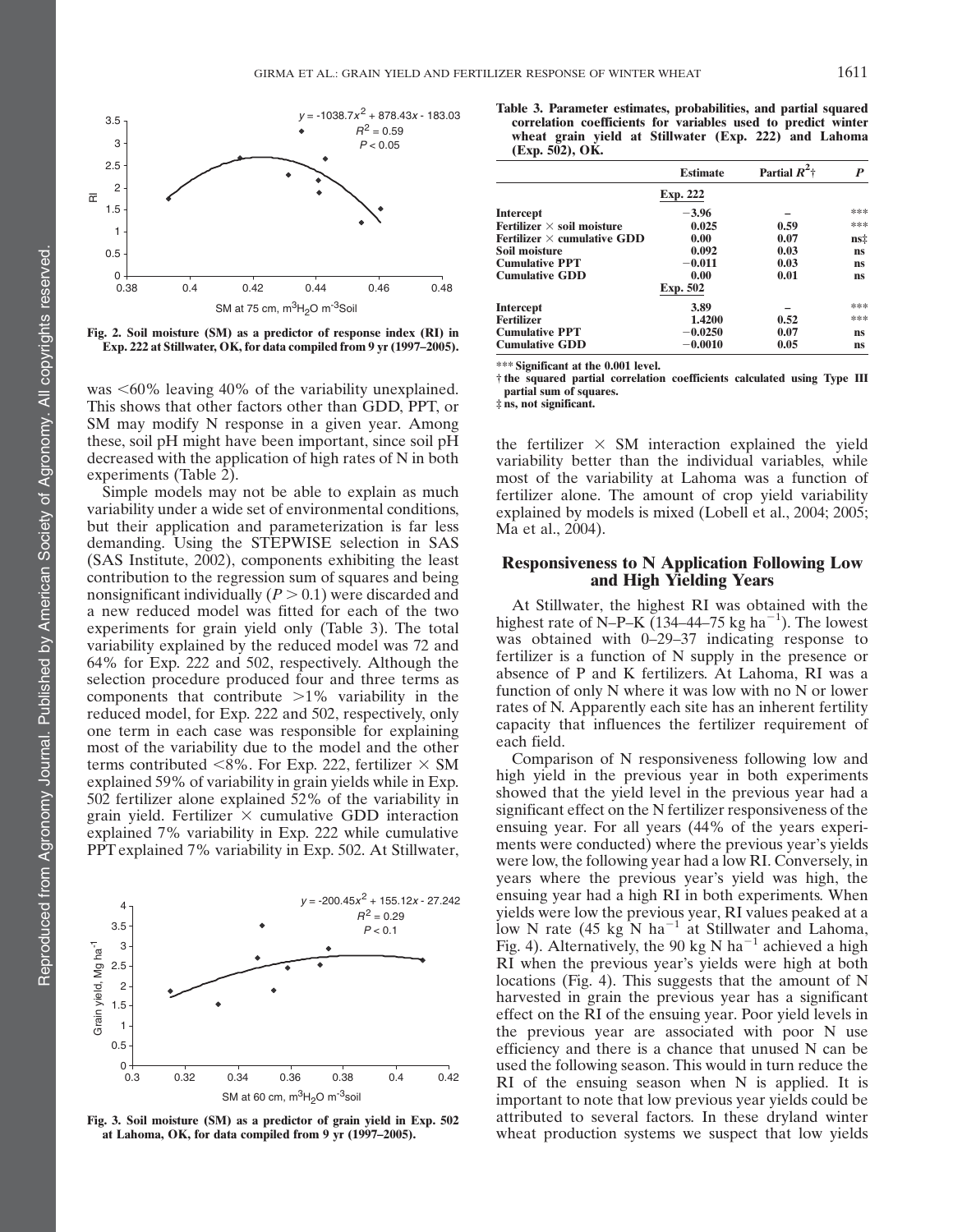Fig. 2. Soil moisture (SM) as a predictor of response index (RI) in Exp. 222 at Stillwater, OK, for data compiled from 9 yr (1997–2005).

was <60% leaving 40% of the variability unexplained. This shows that other factors other than GDD, PPT, or SM may modify N response in a given year. Among these, soil pH might have been important, since soil pH decreased with the application of high rates of N in both experiments (Table 2).

Simple models may not be able to explain as much variability under a wide set of environmental conditions, but their application and parameterization is far less demanding. Using the STEPWISE selection in SAS (SAS Institute, 2002), components exhibiting the least contribution to the regression sum of squares and being nonsignificant individually ($P > 0.1$) were discarded and a new reduced model was fitted for each of the two experiments for grain yield only (Table 3). The total variability explained by the reduced model was 72 and 64% for Exp. 222 and 502, respectively. Although the selection procedure produced four and three terms as components that contribute >1% variability in the reduced model, for Exp. 222 and 502, respectively, only one term in each case was responsible for explaining most of the variability due to the model and the other terms contributed <8%. For Exp. 222, fertilizer × SM explained 59% of variability in grain yields while in Exp. 502 fertilizer alone explained 52% of the variability in grain yield. Fertilizer × cumulative GDD interaction explained 7% variability in Exp. 222 while cumulative PPT explained 7% variability in Exp. 502. At Stillwater, the fertilizer × SM interaction explained the yield variability better than the individual variables, while most of the variability at Lahoma was a function of fertilizer alone. The amount of crop yield variability explained by models is mixed (Lobell et al., 2004; 2005; Ma et al., 2004).

Fig. 3. Soil moisture (SM) as a predictor of grain yield in Exp. 502 at Lahoma, OK, for data compiled from 9 yr (1997–2005).

**Table 3. Parameter estimates, probabilities, and partial squared correlation coefficients for variables used to predict winter wheat grain yield at Stillwater (Exp. 222) and Lahoma (Exp. 502), OK.**

| | Estimate | Partial $R^2$† | $P$ |
|---|---|---|---|
| | Exp. 222 | | |
| Intercept | −3.96 | – | *** |
| Fertilizer × soil moisture | 0.025 | 0.59 | *** |
| Fertilizer × cumulative GDD | 0.00 | 0.07 | ns‡ |
| Soil moisture | 0.092 | 0.03 | ns |
| Cumulative PPT | −0.011 | 0.03 | ns |
| Cumulative GDD | 0.00 | 0.01 | ns |
| | Exp. 502 | | |
| Intercept | 3.89 | – | *** |
| Fertilizer | 1.4200 | 0.52 | *** |
| Cumulative PPT | −0.0250 | 0.07 | ns |
| Cumulative GDD | −0.0010 | 0.05 | ns |

*** Significant at the 0.001 level.

† the squared partial correlation coefficients calculated using Type III partial sum of squares.

‡ ns, not significant.

## Responsiveness to N Application Following Low and High Yielding Years

At Stillwater, the highest RI was obtained with the highest rate of N–P–K (134–44–75 kg ha$^{-1}$). The lowest was obtained with 0–29–37 indicating response to fertilizer is a function of N supply in the presence or absence of P and K fertilizers. At Lahoma, RI was a function of only N where it was low with no N or lower rates of N. Apparently each site has an inherent fertility capacity that influences the fertilizer requirement of each field.

Comparison of N responsiveness following low and high yield in the previous year in both experiments showed that the yield level in the previous year had a significant effect on the N fertilizer responsiveness of the ensuing year. For all years (44% of the years experiments were conducted) where the previous year's yields were low, the following year had a low RI. Conversely, in years where the previous year's yield was high, the ensuing year had a high RI in both experiments. When yields were low the previous year, RI values peaked at a low N rate (45 kg N ha$^{-1}$ at Stillwater and Lahoma, Fig. 4). Alternatively, the 90 kg N ha$^{-1}$ achieved a high RI when the previous year's yields were high at both locations (Fig. 4). This suggests that the amount of N harvested in grain the previous year has a significant effect on the RI of the ensuing year. Poor yield levels in the previous year are associated with poor N use efficiency and there is a chance that unused N can be used the following season. This would in turn reduce the RI of the ensuing season when N is applied. It is important to note that low previous year yields could be attributed to several factors. In these dryland winter wheat production systems we suspect that low yields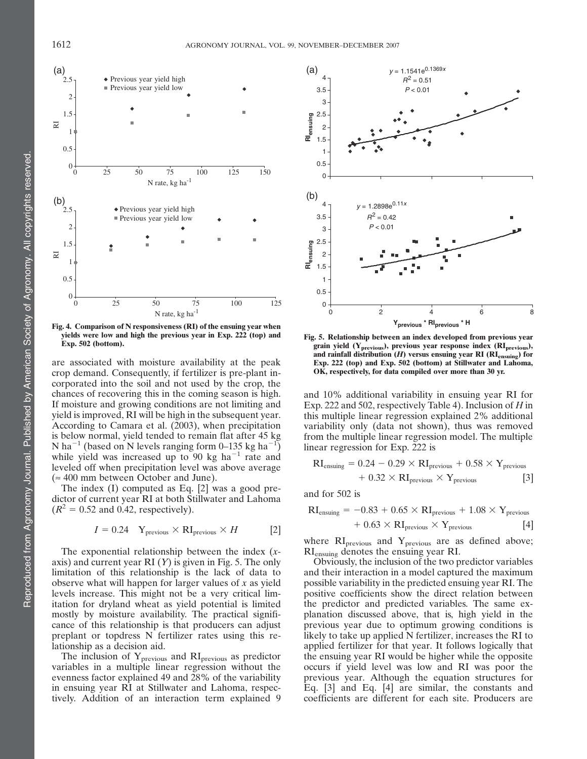Fig. 4. Comparison of N responsiveness (RI) of the ensuing year when yields were low and high the previous year in Exp. 222 (top) and Exp. 502 (bottom).

Fig. 5. Relationship between an index developed from previous year grain yield ($Y_{previous}$), previous year response index ($RI_{previous}$), and rainfall distribution ($H$) versus ensuing year RI ($RI_{ensuing}$) for Exp. 222 (top) and Exp. 502 (bottom) at Stillwater and Lahoma, OK, respectively, for data compiled over more than 30 yr.

are associated with moisture availability at the peak crop demand. Consequently, if fertilizer is pre-plant incorporated into the soil and not used by the crop, the chances of recovering this in the coming season is high. If moisture and growing conditions are not limiting and yield is improved, RI will be high in the subsequent year. According to Camara et al. (2003), when precipitation is below normal, yield tended to remain flat after 45 kg N $ha^{-1}$ (based on N levels ranging form 0–135 kg $ha^{-1}$) while yield was increased up to 90 kg $ha^{-1}$ rate and leveled off when precipitation level was above average (≈ 400 mm between October and June).

The index (I) computed as Eq. [2] was a good predictor of current year RI at both Stillwater and Lahoma ($R^2 = 0.52$ and 0.42, respectively).

$$I = 0.24 \quad Y_{previous} \times RI_{previous} \times H \qquad [2]$$

The exponential relationship between the index (*x*-axis) and current year RI (*Y*) is given in Fig. 5. The only limitation of this relationship is the lack of data to observe what will happen for larger values of *x* as yield levels increase. This might not be a very critical limitation for dryland wheat as yield potential is limited mostly by moisture availability. The practical significance of this relationship is that producers can adjust preplant or topdress N fertilizer rates using this relationship as a decision aid.

The inclusion of $Y_{previous}$ and $RI_{previous}$ as predictor variables in a multiple linear regression without the evenness factor explained 49 and 28% of the variability in ensuing year RI at Stillwater and Lahoma, respectively. Addition of an interaction term explained 9 and 10% additional variability in ensuing year RI for Exp. 222 and 502, respectively Table 4). Inclusion of *H* in this multiple linear regression explained 2% additional variability only (data not shown), thus was removed from the multiple linear regression model. The multiple linear regression for Exp. 222 is

$$RI_{ensuing} = 0.24 - 0.29 \times RI_{previous} + 0.58 \times Y_{previous} + 0.32 \times RI_{previous} \times Y_{previous} \qquad [3]$$

and for 502 is

$$RI_{ensuing} = -0.83 + 0.65 \times RI_{previous} + 1.08 \times Y_{previous} + 0.63 \times RI_{previous} \times Y_{previous} \qquad [4]$$

where $RI_{previous}$ and $Y_{previous}$ are as defined above; $RI_{ensuing}$ denotes the ensuing year RI.

Obviously, the inclusion of the two predictor variables and their interaction in a model captured the maximum possible variability in the predicted ensuing year RI. The positive coefficients show the direct relation between the predictor and predicted variables. The same explanation discussed above, that is, high yield in the previous year due to optimum growing conditions is likely to take up applied N fertilizer, increases the RI to applied fertilizer for that year. It follows logically that the ensuing year RI would be higher while the opposite occurs if yield level was low and RI was poor the previous year. Although the equation structures for Eq. [3] and Eq. [4] are similar, the constants and coefficients are different for each site. Producers are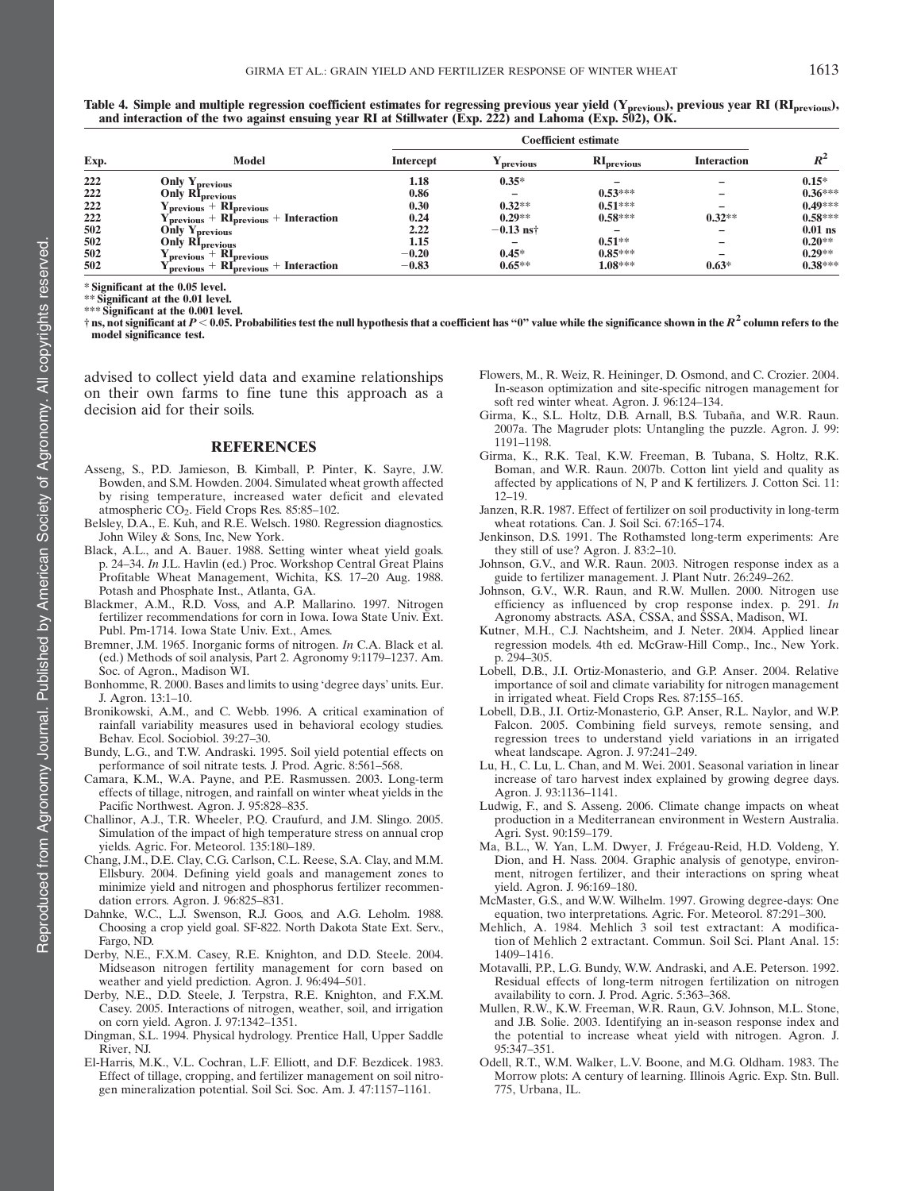**Table 4. Simple and multiple regression coefficient estimates for regressing previous year yield ($Y_{previous}$), previous year RI ($RI_{previous}$), and interaction of the two against ensuing year RI at Stillwater (Exp. 222) and Lahoma (Exp. 502), OK.**

| Exp. | Model | Coefficient estimate | | | | $R^2$ |
|---|---|---|---|---|---|---|
| | | Intercept | $Y_{previous}$ | $RI_{previous}$ | Interaction | |
| 222 | Only $Y_{previous}$ | 1.18 | 0.35* | – | – | 0.15* |
| 222 | Only $RI_{previous}$ | 0.86 | – | 0.53*** | – | 0.36*** |
| 222 | $Y_{previous}$ + $RI_{previous}$ | 0.30 | 0.32** | 0.51*** | – | 0.49*** |
| 222 | $Y_{previous}$ + $RI_{previous}$ + Interaction | 0.24 | 0.29** | 0.58*** | 0.32** | 0.58*** |
| 502 | Only $Y_{previous}$ | 2.22 | −0.13 ns† | – | – | 0.01 ns |
| 502 | Only $RI_{previous}$ | 1.15 | – | 0.51** | – | 0.20** |
| 502 | $Y_{previous}$ + $RI_{previous}$ | −0.20 | 0.45* | 0.85*** | – | 0.29** |
| 502 | $Y_{previous}$ + $RI_{previous}$ + Interaction | −0.83 | 0.65** | 1.08*** | 0.63* | 0.38*** |

\* Significant at the 0.05 level.
** Significant at the 0.01 level.
*** Significant at the 0.001 level.
† ns, not significant at $P < 0.05$. Probabilities test the null hypothesis that a coefficient has "0" value while the significance shown in the $R^2$ column refers to the model significance test.

advised to collect yield data and examine relationships on their own farms to fine tune this approach as a decision aid for their soils.

## REFERENCES

Asseng, S., P.D. Jamieson, B. Kimball, P. Pinter, K. Sayre, J.W. Bowden, and S.M. Howden. 2004. Simulated wheat growth affected by rising temperature, increased water deficit and elevated atmospheric $CO_2$. Field Crops Res. 85:85–102.

Belsley, D.A., E. Kuh, and R.E. Welsch. 1980. Regression diagnostics. John Wiley & Sons, Inc, New York.

Black, A.L., and A. Bauer. 1988. Setting winter wheat yield goals. p. 24–34. *In* J.L. Havlin (ed.) Proc. Workshop Central Great Plains Profitable Wheat Management, Wichita, KS. 17–20 Aug. 1988. Potash and Phosphate Inst., Atlanta, GA.

Blackmer, A.M., R.D. Voss, and A.P. Mallarino. 1997. Nitrogen fertilizer recommendations for corn in Iowa. Iowa State Univ. Ext. Publ. Pm-1714. Iowa State Univ. Ext., Ames.

Bremner, J.M. 1965. Inorganic forms of nitrogen. *In* C.A. Black et al. (ed.) Methods of soil analysis, Part 2. Agronomy 9:1179–1237. Am. Soc. of Agron., Madison WI.

Bonhomme, R. 2000. Bases and limits to using 'degree days' units. Eur. J. Agron. 13:1–10.

Bronikowski, A.M., and C. Webb. 1996. A critical examination of rainfall variability measures used in behavioral ecology studies. Behav. Ecol. Sociobiol. 39:27–30.

Bundy, L.G., and T.W. Andraski. 1995. Soil yield potential effects on performance of soil nitrate tests. J. Prod. Agric. 8:561–568.

Camara, K.M., W.A. Payne, and P.E. Rasmussen. 2003. Long-term effects of tillage, nitrogen, and rainfall on winter wheat yields in the Pacific Northwest. Agron. J. 95:828–835.

Challinor, A.J., T.R. Wheeler, P.Q. Craufurd, and J.M. Slingo. 2005. Simulation of the impact of high temperature stress on annual crop yields. Agric. For. Meteorol. 135:180–189.

Chang, J.M., D.E. Clay, C.G. Carlson, C.L. Reese, S.A. Clay, and M.M. Ellsbury. 2004. Defining yield goals and management zones to minimize yield and nitrogen and phosphorus fertilizer recommendation errors. Agron. J. 96:825–831.

Dahnke, W.C., L.J. Swenson, R.J. Goos, and A.G. Leholm. 1988. Choosing a crop yield goal. SF-822. North Dakota State Ext. Serv., Fargo, ND.

Derby, N.E., F.X.M. Casey, R.E. Knighton, and D.D. Steele. 2004. Midseason nitrogen fertility management for corn based on weather and yield prediction. Agron. J. 96:494–501.

Derby, N.E., D.D. Steele, J. Terpstra, R.E. Knighton, and F.X.M. Casey. 2005. Interactions of nitrogen, weather, soil, and irrigation on corn yield. Agron. J. 97:1342–1351.

Dingman, S.L. 1994. Physical hydrology. Prentice Hall, Upper Saddle River, NJ.

El-Harris, M.K., V.L. Cochran, L.F. Elliott, and D.F. Bezdicek. 1983. Effect of tillage, cropping, and fertilizer management on soil nitrogen mineralization potential. Soil Sci. Soc. Am. J. 47:1157–1161.

Flowers, M., R. Weiz, R. Heininger, D. Osmond, and C. Crozier. 2004. In-season optimization and site-specific nitrogen management for soft red winter wheat. Agron. J. 96:124–134.

Girma, K., S.L. Holtz, D.B. Arnall, B.S. Tubaña, and W.R. Raun. 2007a. The Magruder plots: Untangling the puzzle. Agron. J. 99: 1191–1198.

Girma, K., R.K. Teal, K.W. Freeman, B. Tubana, S. Holtz, R.K. Boman, and W.R. Raun. 2007b. Cotton lint yield and quality as affected by applications of N, P and K fertilizers. J. Cotton Sci. 11: 12–19.

Janzen, R.R. 1987. Effect of fertilizer on soil productivity in long-term wheat rotations. Can. J. Soil Sci. 67:165–174.

Jenkinson, D.S. 1991. The Rothamsted long-term experiments: Are they still of use? Agron. J. 83:2–10.

Johnson, G.V., and W.R. Raun. 2003. Nitrogen response index as a guide to fertilizer management. J. Plant Nutr. 26:249–262.

Johnson, G.V., W.R. Raun, and R.W. Mullen. 2000. Nitrogen use efficiency as influenced by crop response index. p. 291. *In* Agronomy abstracts. ASA, CSSA, and SSSA, Madison, WI.

Kutner, M.H., C.J. Nachtsheim, and J. Neter. 2004. Applied linear regression models. 4th ed. McGraw-Hill Comp., Inc., New York. p. 294–305.

Lobell, D.B., J.I. Ortiz-Monasterio, and G.P. Anser. 2004. Relative importance of soil and climate variability for nitrogen management in irrigated wheat. Field Crops Res. 87:155–165.

Lobell, D.B., J.I. Ortiz-Monasterio, G.P. Anser, R.L. Naylor, and W.P. Falcon. 2005. Combining field surveys, remote sensing, and regression trees to understand yield variations in an irrigated wheat landscape. Agron. J. 97:241–249.

Lu, H., C. Lu, L. Chan, and M. Wei. 2001. Seasonal variation in linear increase of taro harvest index explained by growing degree days. Agron. J. 93:1136–1141.

Ludwig, F., and S. Asseng. 2006. Climate change impacts on wheat production in a Mediterranean environment in Western Australia. Agri. Syst. 90:159–179.

Ma, B.L., W. Yan, L.M. Dwyer, J. Frégeau-Reid, H.D. Voldeng, Y. Dion, and H. Nass. 2004. Graphic analysis of genotype, environment, nitrogen fertilizer, and their interactions on spring wheat yield. Agron. J. 96:169–180.

McMaster, G.S., and W.W. Wilhelm. 1997. Growing degree-days: One equation, two interpretations. Agric. For. Meteorol. 87:291–300.

Mehlich, A. 1984. Mehlich 3 soil test extractant: A modification of Mehlich 2 extractant. Commun. Soil Sci. Plant Anal. 15: 1409–1416.

Motavalli, P.P., L.G. Bundy, W.W. Andraski, and A.E. Peterson. 1992. Residual effects of long-term nitrogen fertilization on nitrogen availability to corn. J. Prod. Agric. 5:363–368.

Mullen, R.W., K.W. Freeman, W.R. Raun, G.V. Johnson, M.L. Stone, and J.B. Solie. 2003. Identifying an in-season response index and the potential to increase wheat yield with nitrogen. Agron. J. 95:347–351.

Odell, R.T., W.M. Walker, L.V. Boone, and M.G. Oldham. 1983. The Morrow plots: A century of learning. Illinois Agric. Exp. Stn. Bull. 775, Urbana, IL.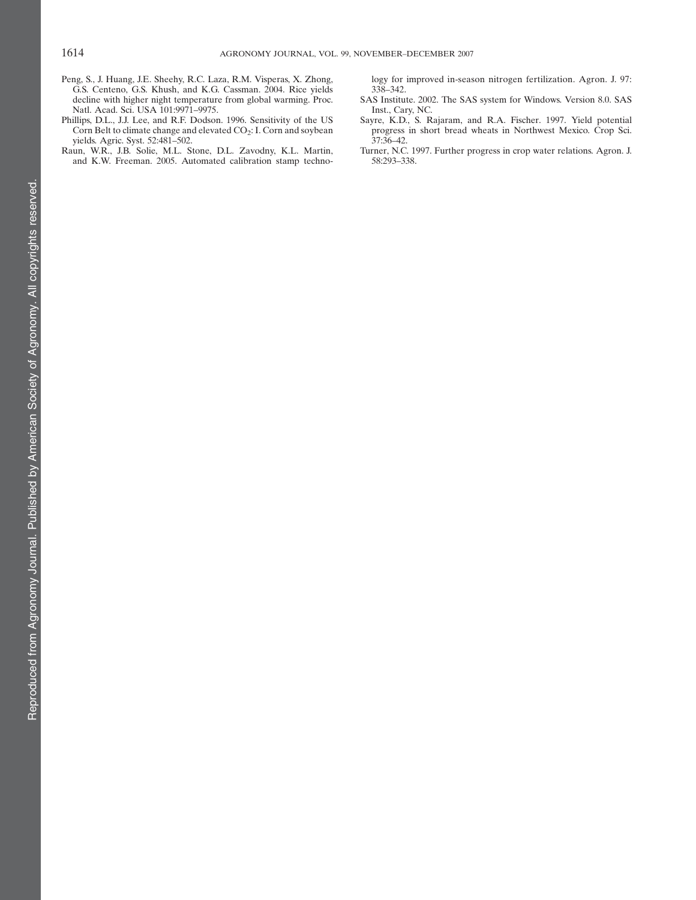Peng, S., J. Huang, J.E. Sheehy, R.C. Laza, R.M. Visperas, X. Zhong, G.S. Centeno, G.S. Khush, and K.G. Cassman. 2004. Rice yields decline with higher night temperature from global warming. Proc. Natl. Acad. Sci. USA 101:9971–9975.

Phillips, D.L., J.J. Lee, and R.F. Dodson. 1996. Sensitivity of the US Corn Belt to climate change and elevated $CO_2$: I. Corn and soybean yields. Agric. Syst. 52:481–502.

Raun, W.R., J.B. Solie, M.L. Stone, D.L. Zavodny, K.L. Martin, and K.W. Freeman. 2005. Automated calibration stamp technology for improved in-season nitrogen fertilization. Agron. J. 97: 338–342.

SAS Institute. 2002. The SAS system for Windows. Version 8.0. SAS Inst., Cary, NC.

Sayre, K.D., S. Rajaram, and R.A. Fischer. 1997. Yield potential progress in short bread wheats in Northwest Mexico. Crop Sci. 37:36–42.

Turner, N.C. 1997. Further progress in crop water relations. Agron. J. 58:293–338.

Reproduced from Agronomy Journal. Published by American Society of Agronomy. All copyrights reserved.